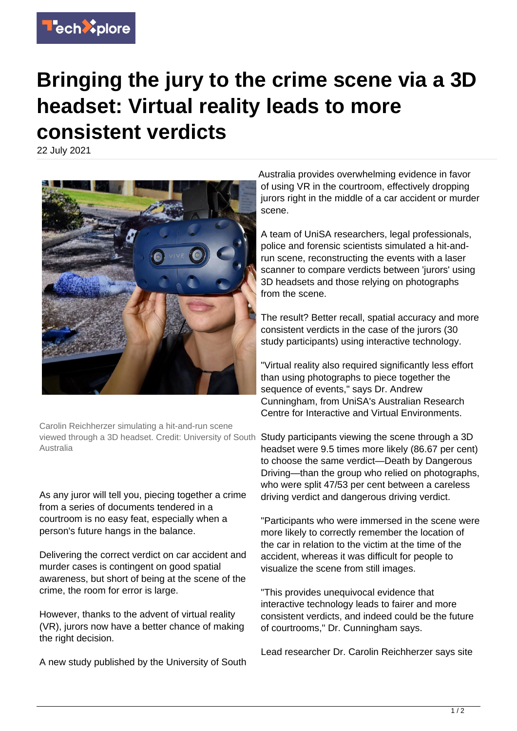# Bringing the jury to the crime scene via a 3D headset: Virtual reality leads to more consistent verdicts

22 July 2021

Carolin Reichherzer simulating a hit-and-run scene viewed through a 3D headset. Credit: University of South Australia

As any juror will tell you, piecing together a crime from a series of documents tendered in a courtroom is no easy feat, especially when a person's future hangs in the balance.

Delivering the correct verdict on car accident and murder cases is contingent on good spatial awareness, but short of being at the scene of the crime, the room for error is large.

However, thanks to the advent of virtual reality (VR), jurors now have a better chance of making the right decision.

A new study published by the University of South Australia provides overwhelming evidence in favor of using VR in the courtroom, effectively dropping jurors right in the middle of a car accident or murder scene.

A team of UniSA researchers, legal professionals, police and forensic scientists simulated a hit-and-run scene, reconstructing the events with a laser scanner to compare verdicts between 'jurors' using 3D headsets and those relying on photographs from the scene.

The result? Better recall, spatial accuracy and more consistent verdicts in the case of the jurors (30 study participants) using interactive technology.

"Virtual reality also required significantly less effort than using photographs to piece together the sequence of events," says Dr. Andrew Cunningham, from UniSA's Australian Research Centre for Interactive and Virtual Environments.

Study participants viewing the scene through a 3D headset were 9.5 times more likely (86.67 per cent) to choose the same verdict—Death by Dangerous Driving—than the group who relied on photographs, who were split 47/53 per cent between a careless driving verdict and dangerous driving verdict.

"Participants who were immersed in the scene were more likely to correctly remember the location of the car in relation to the victim at the time of the accident, whereas it was difficult for people to visualize the scene from still images.

"This provides unequivocal evidence that interactive technology leads to fairer and more consistent verdicts, and indeed could be the future of courtrooms," Dr. Cunningham says.

Lead researcher Dr. Carolin Reichherzer says site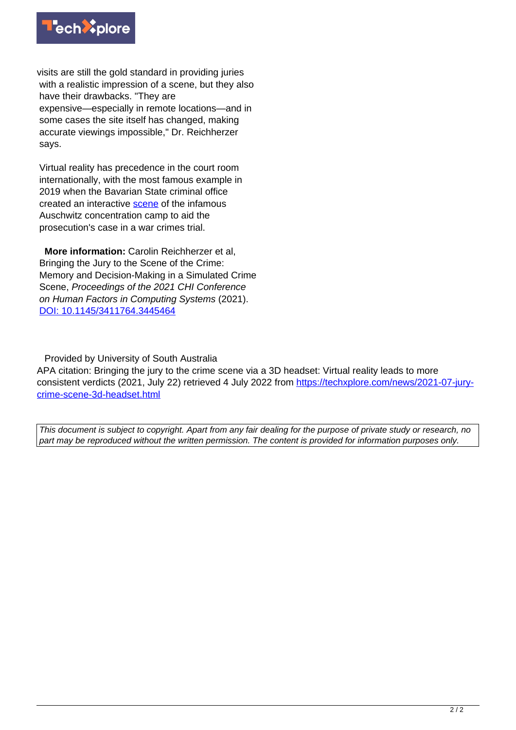visits are still the gold standard in providing juries with a realistic impression of a scene, but they also have their drawbacks. "They are expensive—especially in remote locations—and in some cases the site itself has changed, making accurate viewings impossible," Dr. Reichherzer says.

Virtual reality has precedence in the court room internationally, with the most famous example in 2019 when the Bavarian State criminal office created an interactive [scene](https://techxplore.com/tags/scene/) of the infamous Auschwitz concentration camp to aid the prosecution's case in a war crimes trial.

**More information:** Carolin Reichherzer et al, Bringing the Jury to the Scene of the Crime: Memory and Decision-Making in a Simulated Crime Scene, *Proceedings of the 2021 CHI Conference on Human Factors in Computing Systems* (2021). [DOI: 10.1145/3411764.3445464](http://dx.doi.org/10.1145/3411764.3445464)

Provided by University of South Australia

APA citation: Bringing the jury to the crime scene via a 3D headset: Virtual reality leads to more consistent verdicts (2021, July 22) retrieved 4 July 2022 from https://techxplore.com/news/2021-07-jury-crime-scene-3d-headset.html

*This document is subject to copyright. Apart from any fair dealing for the purpose of private study or research, no part may be reproduced without the written permission. The content is provided for information purposes only.*